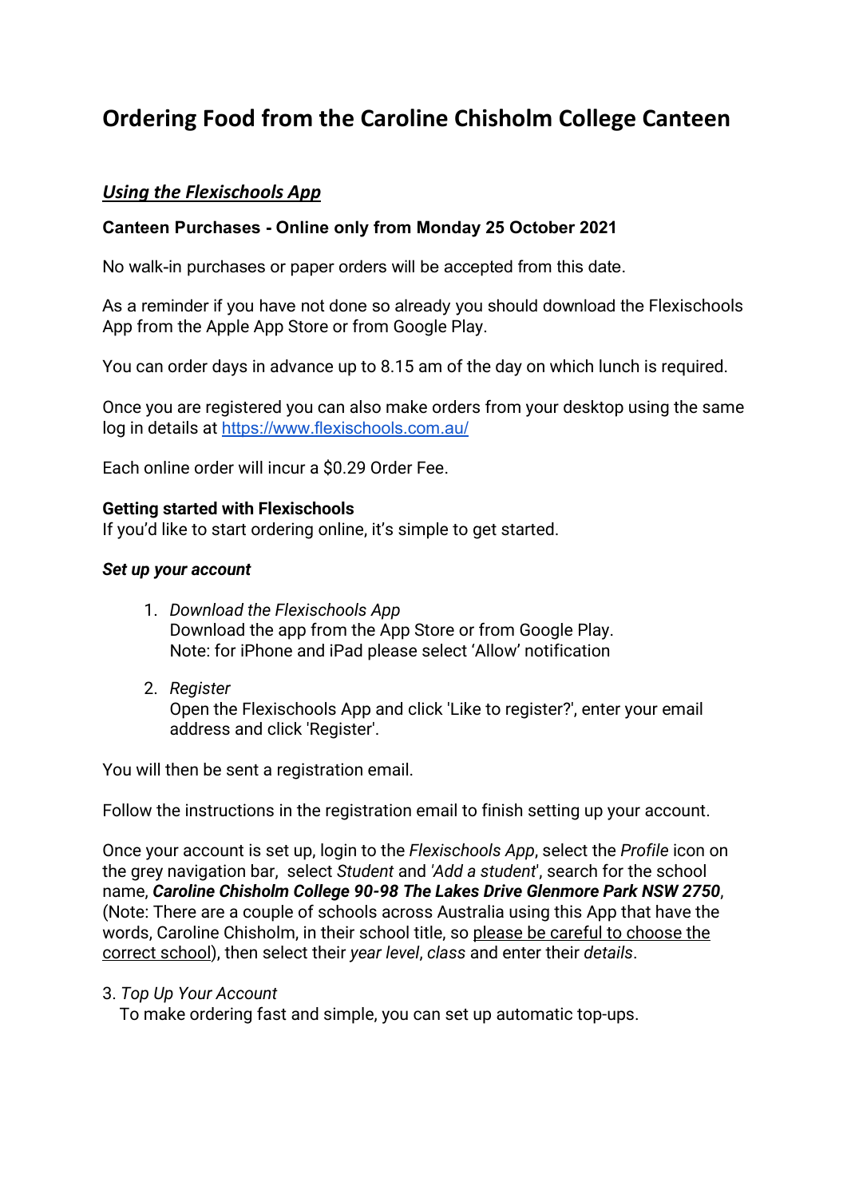# Ordering Food from the Caroline Chisholm College Canteen

## ***Using the Flexischools App***

**Canteen Purchases - Online only from Monday 25 October 2021**

No walk-in purchases or paper orders will be accepted from this date.

As a reminder if you have not done so already you should download the Flexischools App from the Apple App Store or from Google Play.

You can order days in advance up to 8.15 am of the day on which lunch is required.

Once you are registered you can also make orders from your desktop using the same log in details at [https://www.flexischools.com.au/](https://www.flexischools.com.au/)

Each online order will incur a $0.29 Order Fee.

**Getting started with Flexischools**
If you'd like to start ordering online, it's simple to get started.

***Set up your account***

1. *Download the Flexischools App*
   Download the app from the App Store or from Google Play.
   Note: for iPhone and iPad please select 'Allow' notification

2. *Register*
   Open the Flexischools App and click 'Like to register?', enter your email address and click 'Register'.

You will then be sent a registration email.

Follow the instructions in the registration email to finish setting up your account.

Once your account is set up, login to the *Flexischools App*, select the *Profile* icon on the grey navigation bar, select *Student* and *'Add a student*', search for the school name, ***Caroline Chisholm College 90-98 The Lakes Drive Glenmore Park NSW 2750***, (Note: There are a couple of schools across Australia using this App that have the words, Caroline Chisholm, in their school title, so <u>please be careful to choose the correct school</u>), then select their *year level*, *class* and enter their *details*.

3. *Top Up Your Account*
   To make ordering fast and simple, you can set up automatic top-ups.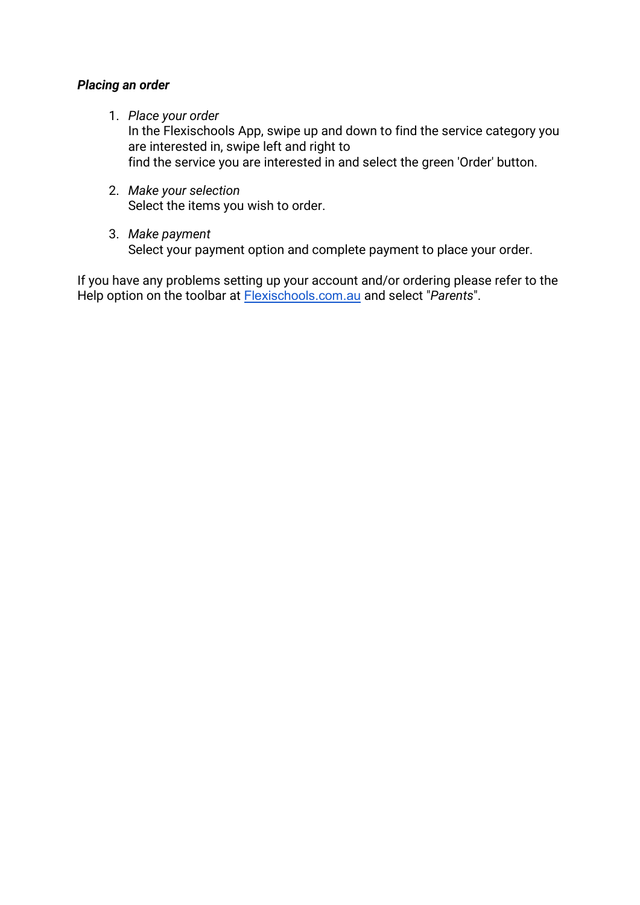***Placing an order***

1. *Place your order*
   In the Flexischools App, swipe up and down to find the service category you are interested in, swipe left and right to
   find the service you are interested in and select the green 'Order' button.

2. *Make your selection*
   Select the items you wish to order.

3. *Make payment*
   Select your payment option and complete payment to place your order.

If you have any problems setting up your account and/or ordering please refer to the Help option on the toolbar at [Flexischools.com.au](https://Flexischools.com.au) and select "*Parents*".